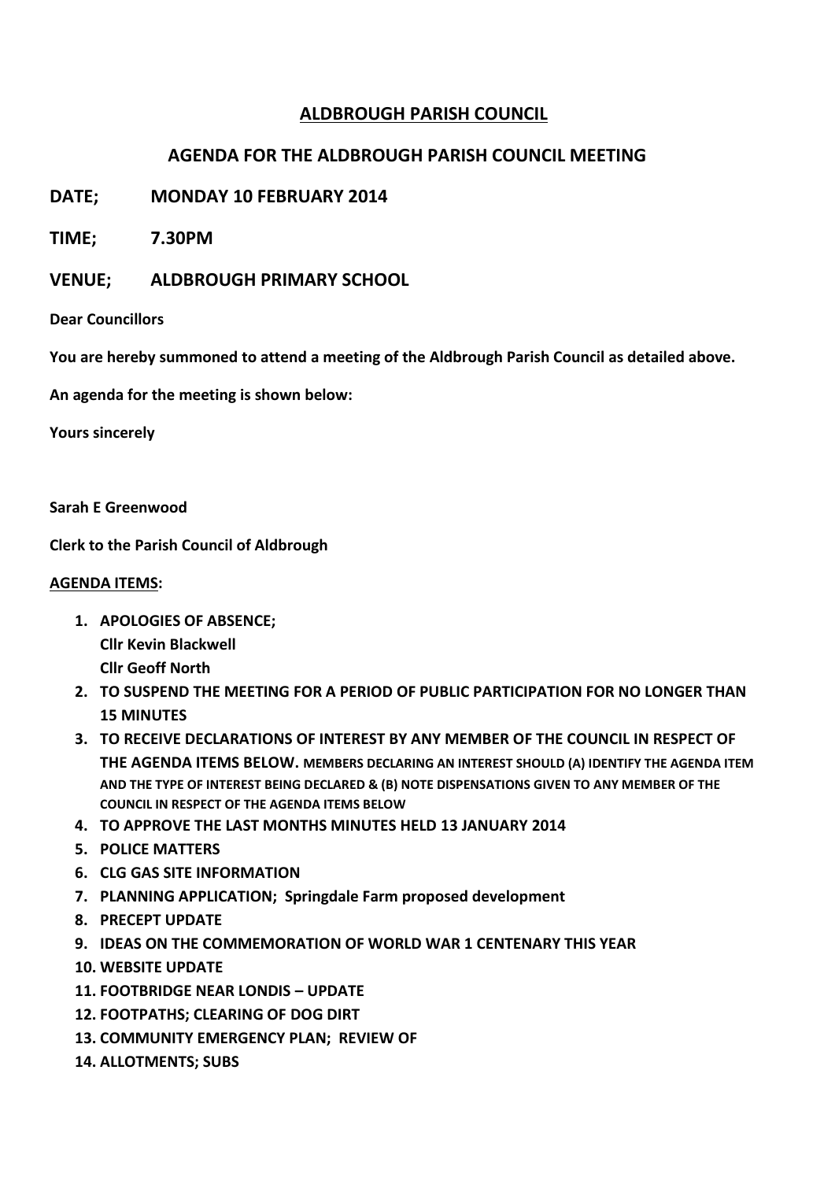# ALDBROUGH PARISH COUNCIL

## AGENDA FOR THE ALDBROUGH PARISH COUNCIL MEETING

**DATE; MONDAY 10 FEBRUARY 2014**

**TIME; 7.30PM**

**VENUE; ALDBROUGH PRIMARY SCHOOL**

**Dear Councillors**

**You are hereby summoned to attend a meeting of the Aldbrough Parish Council as detailed above.**

**An agenda for the meeting is shown below:**

**Yours sincerely**

**Sarah E Greenwood**

**Clerk to the Parish Council of Aldbrough**

**AGENDA ITEMS:**

1. **APOLOGIES OF ABSENCE;**
   **Cllr Kevin Blackwell**
   **Cllr Geoff North**
2. **TO SUSPEND THE MEETING FOR A PERIOD OF PUBLIC PARTICIPATION FOR NO LONGER THAN 15 MINUTES**
3. **TO RECEIVE DECLARATIONS OF INTEREST BY ANY MEMBER OF THE COUNCIL IN RESPECT OF THE AGENDA ITEMS BELOW. MEMBERS DECLARING AN INTEREST SHOULD (A) IDENTIFY THE AGENDA ITEM AND THE TYPE OF INTEREST BEING DECLARED & (B) NOTE DISPENSATIONS GIVEN TO ANY MEMBER OF THE COUNCIL IN RESPECT OF THE AGENDA ITEMS BELOW**
4. **TO APPROVE THE LAST MONTHS MINUTES HELD 13 JANUARY 2014**
5. **POLICE MATTERS**
6. **CLG GAS SITE INFORMATION**
7. **PLANNING APPLICATION; Springdale Farm proposed development**
8. **PRECEPT UPDATE**
9. **IDEAS ON THE COMMEMORATION OF WORLD WAR 1 CENTENARY THIS YEAR**
10. **WEBSITE UPDATE**
11. **FOOTBRIDGE NEAR LONDIS – UPDATE**
12. **FOOTPATHS; CLEARING OF DOG DIRT**
13. **COMMUNITY EMERGENCY PLAN; REVIEW OF**
14. **ALLOTMENTS; SUBS**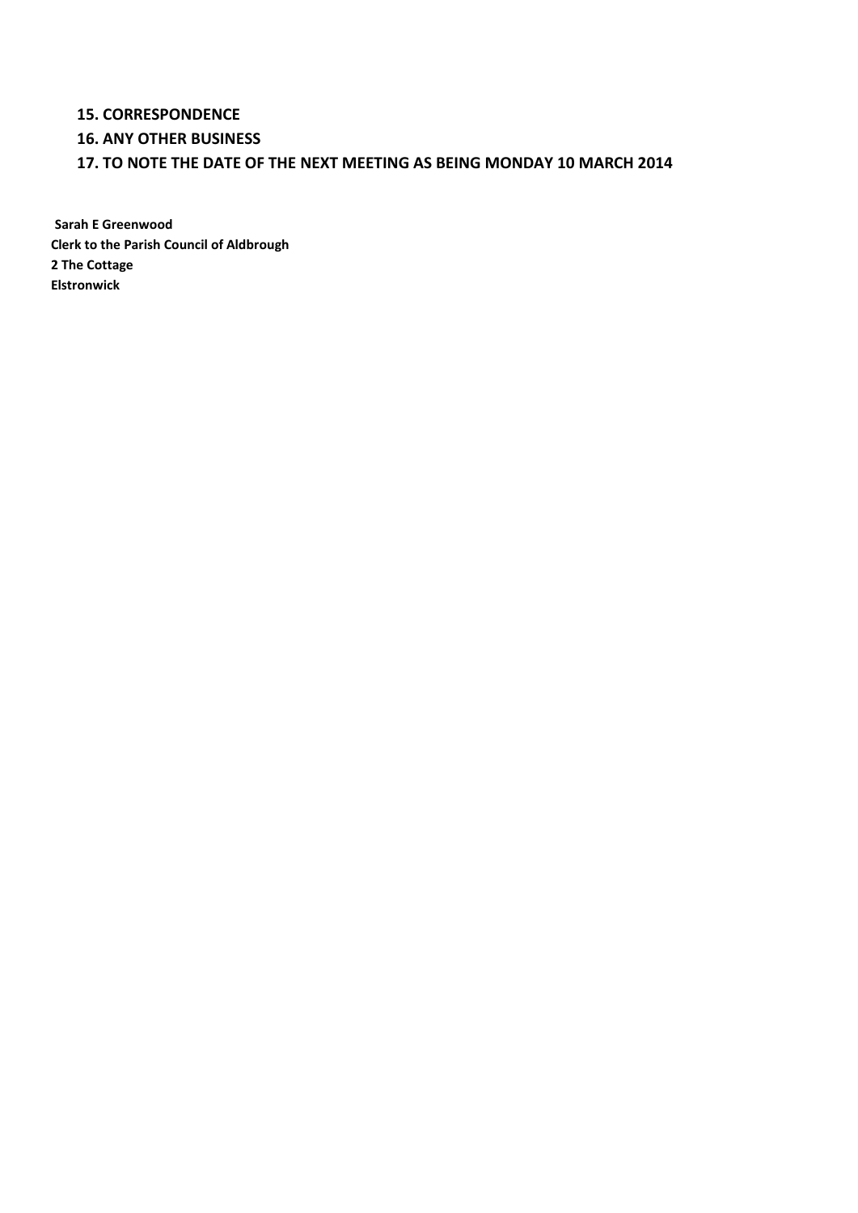**15. CORRESPONDENCE**

**16. ANY OTHER BUSINESS**

**17. TO NOTE THE DATE OF THE NEXT MEETING AS BEING MONDAY 10 MARCH 2014**

**Sarah E Greenwood**
**Clerk to the Parish Council of Aldbrough**
**2 The Cottage**
**Elstronwick**